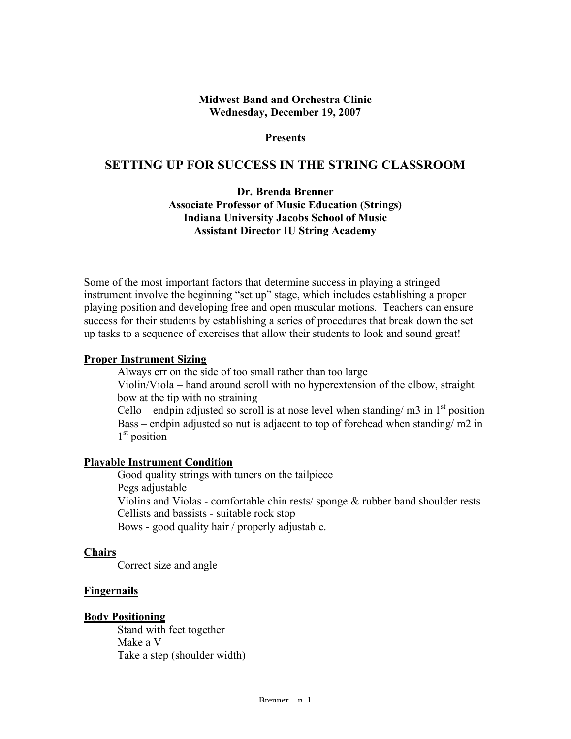**Midwest Band and Orchestra Clinic**
**Wednesday, December 19, 2007**

**Presents**

# SETTING UP FOR SUCCESS IN THE STRING CLASSROOM

**Dr. Brenda Brenner**
**Associate Professor of Music Education (Strings)**
**Indiana University Jacobs School of Music**
**Assistant Director IU String Academy**

Some of the most important factors that determine success in playing a stringed instrument involve the beginning "set up" stage, which includes establishing a proper playing position and developing free and open muscular motions. Teachers can ensure success for their students by establishing a series of procedures that break down the set up tasks to a sequence of exercises that allow their students to look and sound great!

## Proper Instrument Sizing

Always err on the side of too small rather than too large
Violin/Viola – hand around scroll with no hyperextension of the elbow, straight bow at the tip with no straining
Cello – endpin adjusted so scroll is at nose level when standing/ m3 in 1st position
Bass – endpin adjusted so nut is adjacent to top of forehead when standing/ m2 in 1st position

## Playable Instrument Condition

Good quality strings with tuners on the tailpiece
Pegs adjustable
Violins and Violas - comfortable chin rests/ sponge & rubber band shoulder rests
Cellists and bassists - suitable rock stop
Bows - good quality hair / properly adjustable.

## Chairs

Correct size and angle

## Fingernails

## Body Positioning

Stand with feet together
Make a V
Take a step (shoulder width)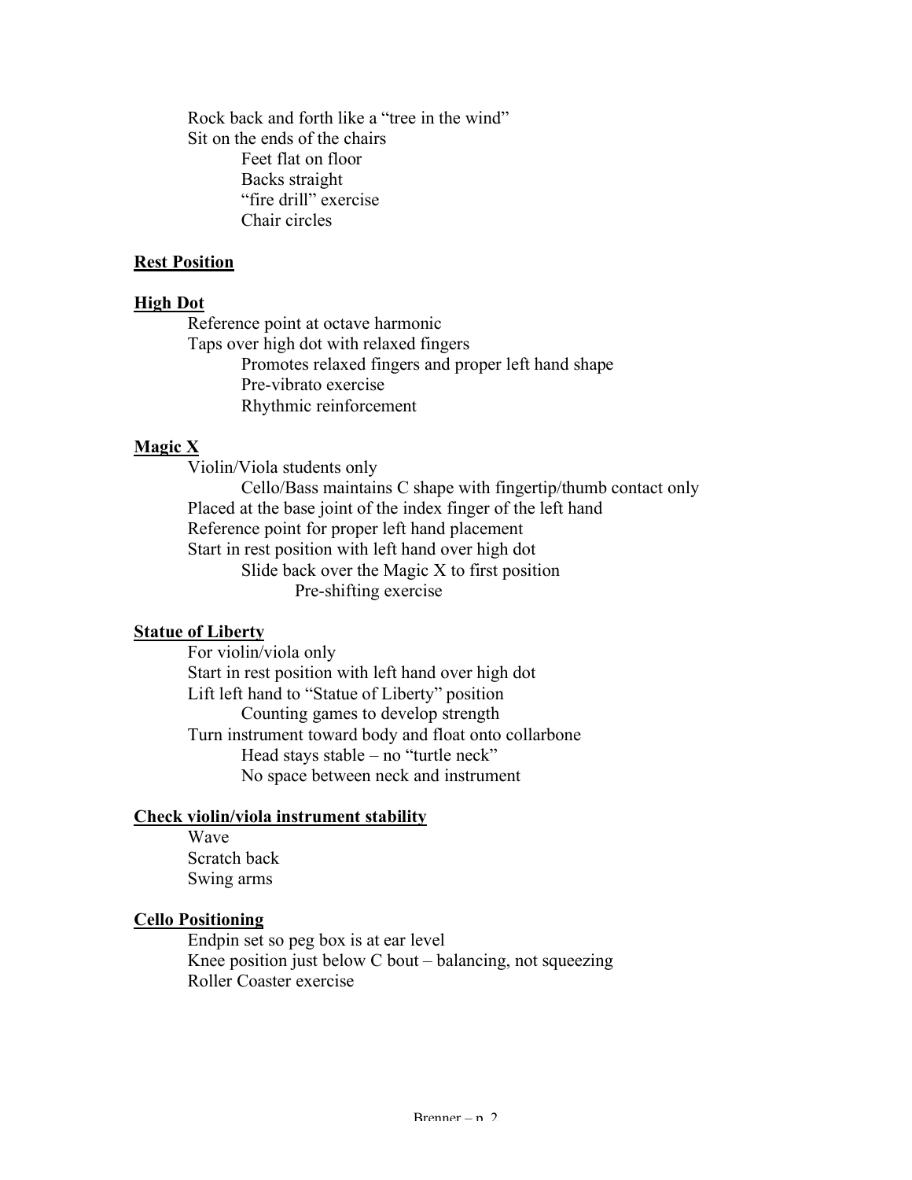- Rock back and forth like a "tree in the wind"
- Sit on the ends of the chairs
  - Feet flat on floor
  - Backs straight
  - "fire drill" exercise
  - Chair circles

**Rest Position**

**High Dot**

- Reference point at octave harmonic
- Taps over high dot with relaxed fingers
  - Promotes relaxed fingers and proper left hand shape
  - Pre-vibrato exercise
  - Rhythmic reinforcement

**Magic X**

- Violin/Viola students only
  - Cello/Bass maintains C shape with fingertip/thumb contact only
- Placed at the base joint of the index finger of the left hand
- Reference point for proper left hand placement
- Start in rest position with left hand over high dot
  - Slide back over the Magic X to first position
    - Pre-shifting exercise

**Statue of Liberty**

- For violin/viola only
- Start in rest position with left hand over high dot
- Lift left hand to "Statue of Liberty" position
  - Counting games to develop strength
- Turn instrument toward body and float onto collarbone
  - Head stays stable – no "turtle neck"
  - No space between neck and instrument

**Check violin/viola instrument stability**

- Wave
- Scratch back
- Swing arms

**Cello Positioning**

- Endpin set so peg box is at ear level
- Knee position just below C bout – balancing, not squeezing
- Roller Coaster exercise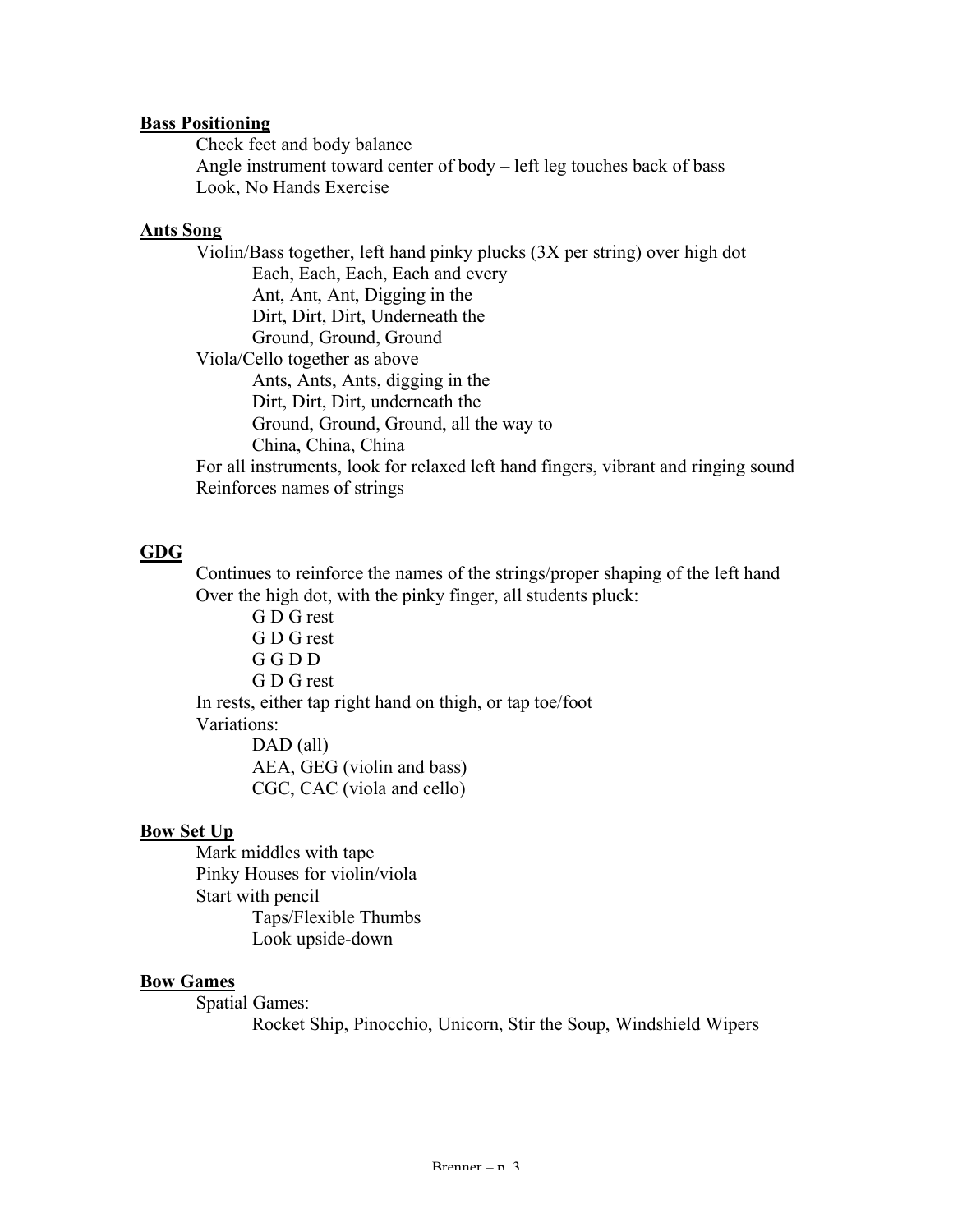**Bass Positioning**

Check feet and body balance
Angle instrument toward center of body – left leg touches back of bass
Look, No Hands Exercise

**Ants Song**

Violin/Bass together, left hand pinky plucks (3X per string) over high dot
- Each, Each, Each, Each and every
- Ant, Ant, Ant, Digging in the
- Dirt, Dirt, Dirt, Underneath the
- Ground, Ground, Ground

Viola/Cello together as above
- Ants, Ants, Ants, digging in the
- Dirt, Dirt, Dirt, underneath the
- Ground, Ground, Ground, all the way to
- China, China, China

For all instruments, look for relaxed left hand fingers, vibrant and ringing sound
Reinforces names of strings

**GDG**

Continues to reinforce the names of the strings/proper shaping of the left hand
Over the high dot, with the pinky finger, all students pluck:
- G D G rest
- G D G rest
- G G D D
- G D G rest

In rests, either tap right hand on thigh, or tap toe/foot
Variations:
- DAD (all)
- AEA, GEG (violin and bass)
- CGC, CAC (viola and cello)

**Bow Set Up**

Mark middles with tape
Pinky Houses for violin/viola
Start with pencil
- Taps/Flexible Thumbs
- Look upside-down

**Bow Games**

Spatial Games:
- Rocket Ship, Pinocchio, Unicorn, Stir the Soup, Windshield Wipers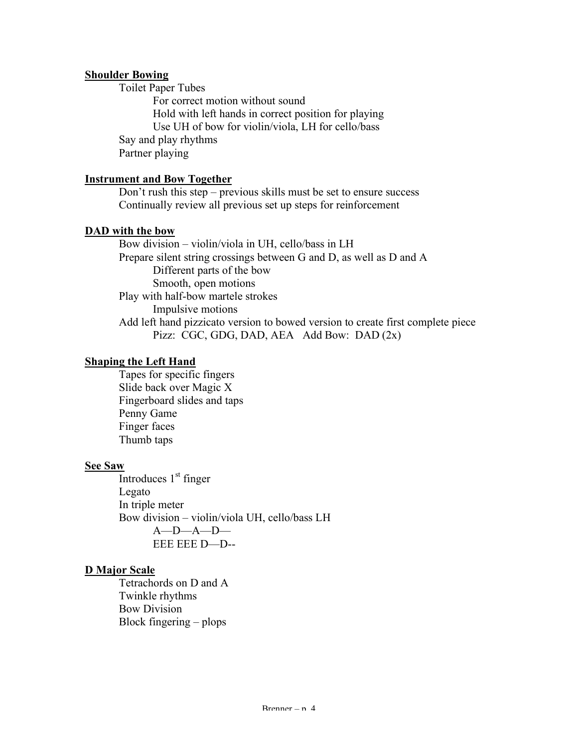**Shoulder Bowing**

- Toilet Paper Tubes
  - For correct motion without sound
  - Hold with left hands in correct position for playing
  - Use UH of bow for violin/viola, LH for cello/bass
- Say and play rhythms
- Partner playing

**Instrument and Bow Together**

- Don't rush this step – previous skills must be set to ensure success
- Continually review all previous set up steps for reinforcement

**DAD with the bow**

- Bow division – violin/viola in UH, cello/bass in LH
- Prepare silent string crossings between G and D, as well as D and A
  - Different parts of the bow
  - Smooth, open motions
- Play with half-bow martele strokes
  - Impulsive motions
- Add left hand pizzicato version to bowed version to create first complete piece
  - Pizz: CGC, GDG, DAD, AEA   Add Bow: DAD (2x)

**Shaping the Left Hand**

- Tapes for specific fingers
- Slide back over Magic X
- Fingerboard slides and taps
- Penny Game
- Finger faces
- Thumb taps

**See Saw**

- Introduces 1st finger
- Legato
- In triple meter
- Bow division – violin/viola UH, cello/bass LH
  - A—D—A—D—
  - EEE EEE D—D--

**D Major Scale**

- Tetrachords on D and A
- Twinkle rhythms
- Bow Division
- Block fingering – plops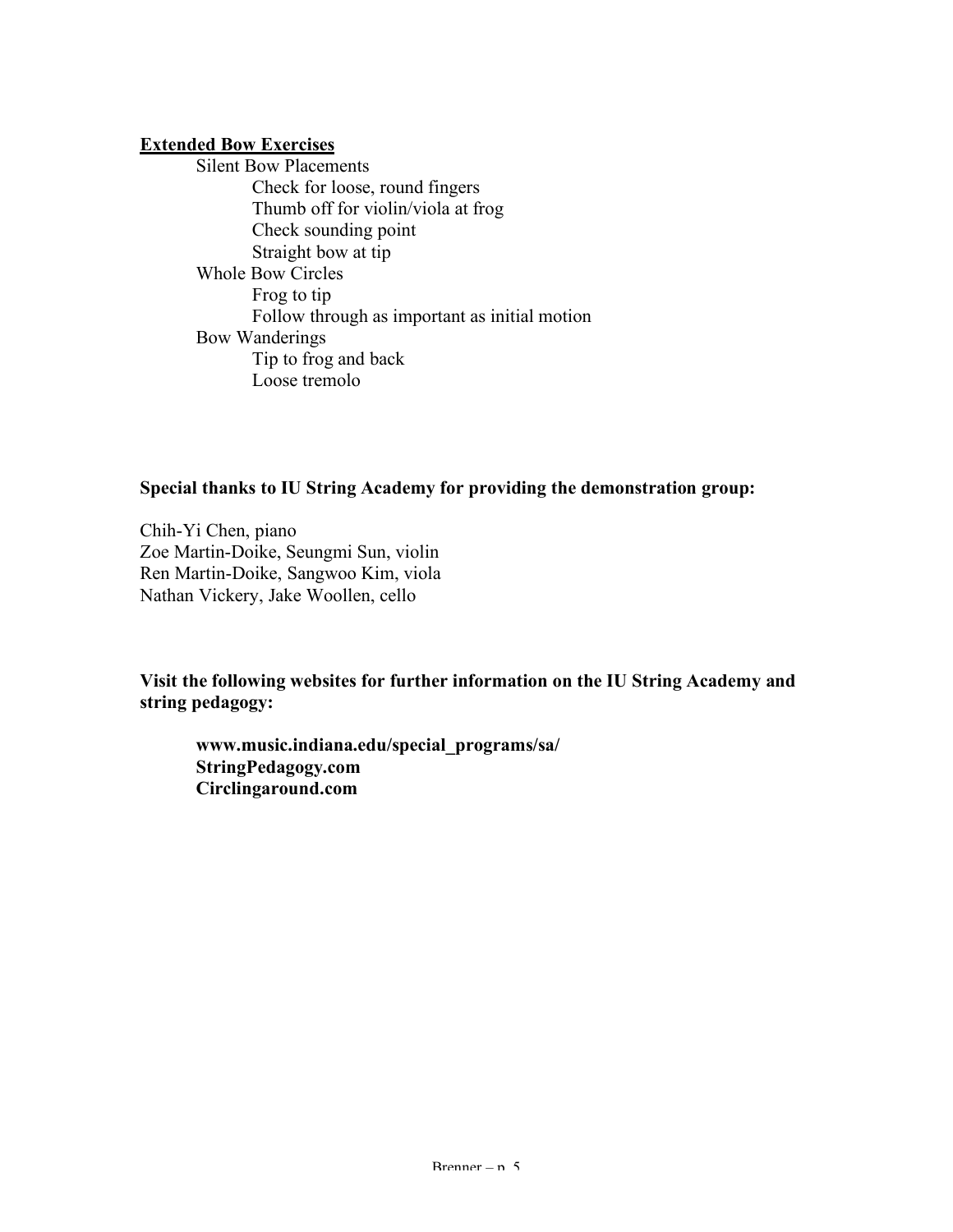**Extended Bow Exercises**

- Silent Bow Placements
  - Check for loose, round fingers
  - Thumb off for violin/viola at frog
  - Check sounding point
  - Straight bow at tip
- Whole Bow Circles
  - Frog to tip
  - Follow through as important as initial motion
- Bow Wanderings
  - Tip to frog and back
  - Loose tremolo

**Special thanks to IU String Academy for providing the demonstration group:**

Chih-Yi Chen, piano
Zoe Martin-Doike, Seungmi Sun, violin
Ren Martin-Doike, Sangwoo Kim, viola
Nathan Vickery, Jake Woollen, cello

**Visit the following websites for further information on the IU String Academy and string pedagogy:**

**www.music.indiana.edu/special_programs/sa/**
**StringPedagogy.com**
**Circlingaround.com**